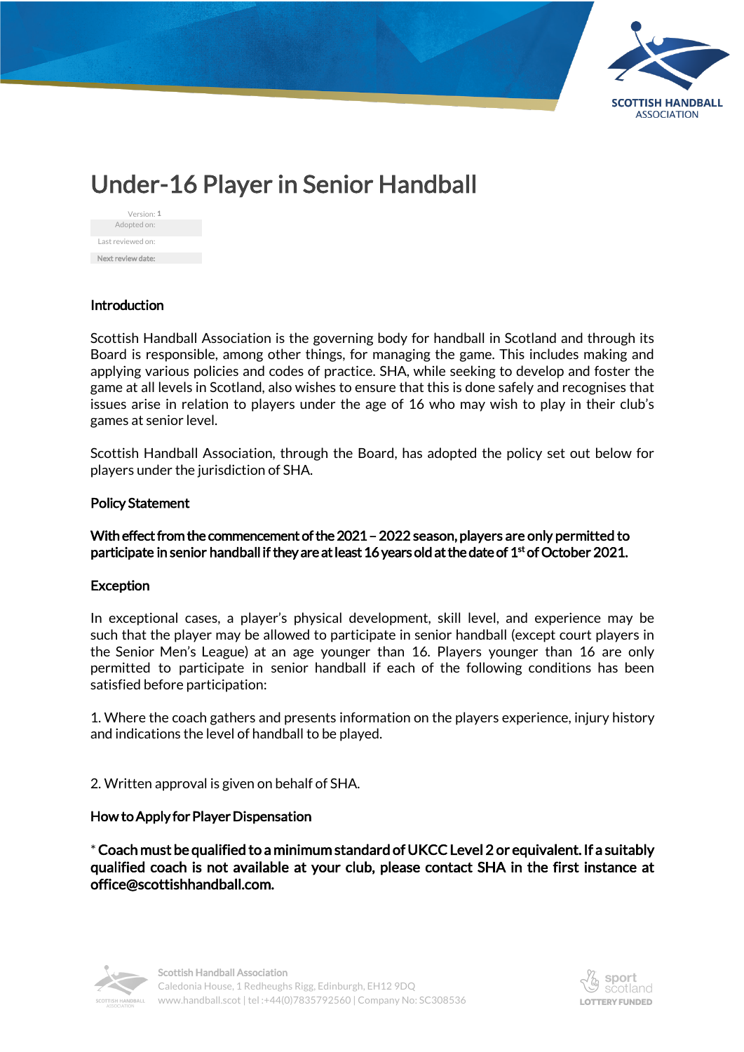# Under-16 Player in Senior Handball

| Version: 1 |
|---|
| Adopted on: |
| Last reviewed on: |
| Next review date: |

## Introduction

Scottish Handball Association is the governing body for handball in Scotland and through its Board is responsible, among other things, for managing the game. This includes making and applying various policies and codes of practice. SHA, while seeking to develop and foster the game at all levels in Scotland, also wishes to ensure that this is done safely and recognises that issues arise in relation to players under the age of 16 who may wish to play in their club's games at senior level.

Scottish Handball Association, through the Board, has adopted the policy set out below for players under the jurisdiction of SHA.

## Policy Statement

**With effect from the commencement of the 2021 – 2022 season, players are only permitted to participate in senior handball if they are at least 16 years old at the date of 1st of October 2021.**

## Exception

In exceptional cases, a player's physical development, skill level, and experience may be such that the player may be allowed to participate in senior handball (except court players in the Senior Men's League) at an age younger than 16. Players younger than 16 are only permitted to participate in senior handball if each of the following conditions has been satisfied before participation:

1. Where the coach gathers and presents information on the players experience, injury history and indications the level of handball to be played.

2. Written approval is given on behalf of SHA.

## How to Apply for Player Dispensation

* **Coach must be qualified to a minimum standard of UKCC Level 2 or equivalent. If a suitably qualified coach is not available at your club, please contact SHA in the first instance at office@scottishhandball.com.**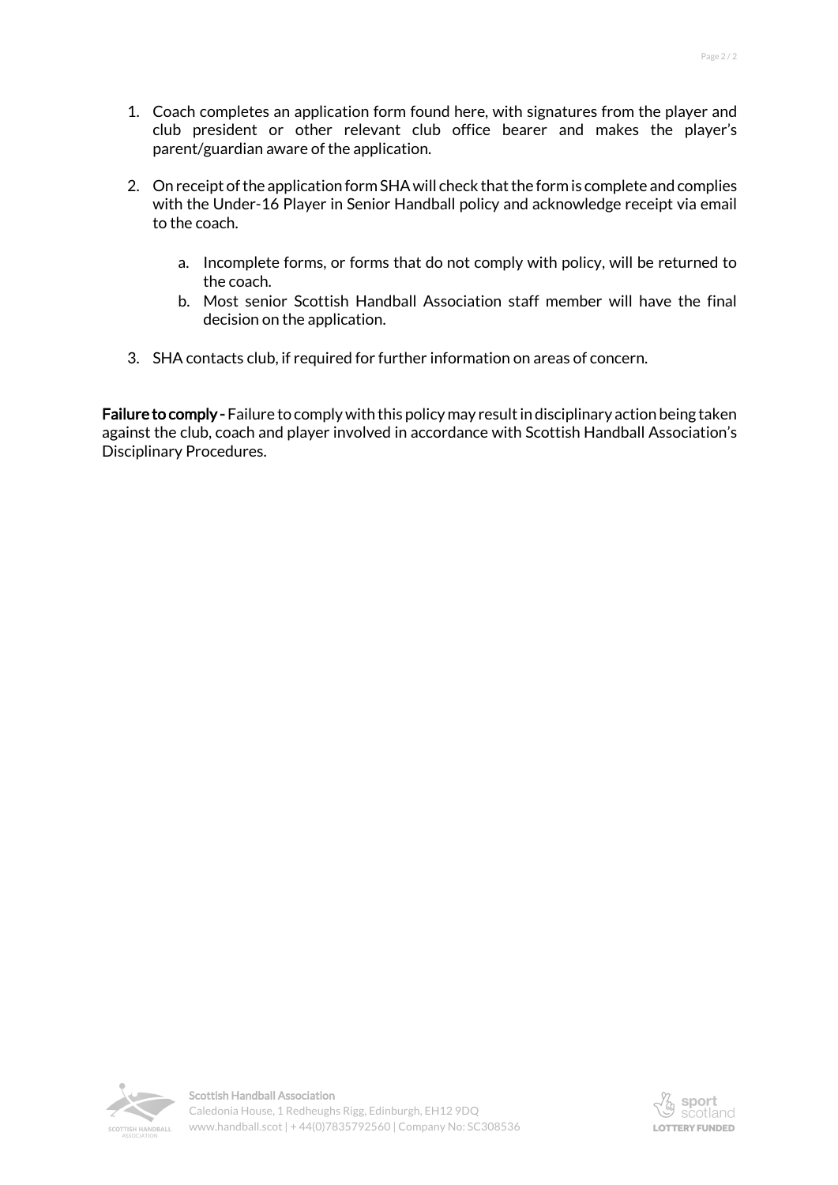1. Coach completes an application form found here, with signatures from the player and club president or other relevant club office bearer and makes the player's parent/guardian aware of the application.

2. On receipt of the application form SHA will check that the form is complete and complies with the Under-16 Player in Senior Handball policy and acknowledge receipt via email to the coach.

    a. Incomplete forms, or forms that do not comply with policy, will be returned to the coach.
    b. Most senior Scottish Handball Association staff member will have the final decision on the application.

3. SHA contacts club, if required for further information on areas of concern.

**Failure to comply -** Failure to comply with this policy may result in disciplinary action being taken against the club, coach and player involved in accordance with Scottish Handball Association's Disciplinary Procedures.